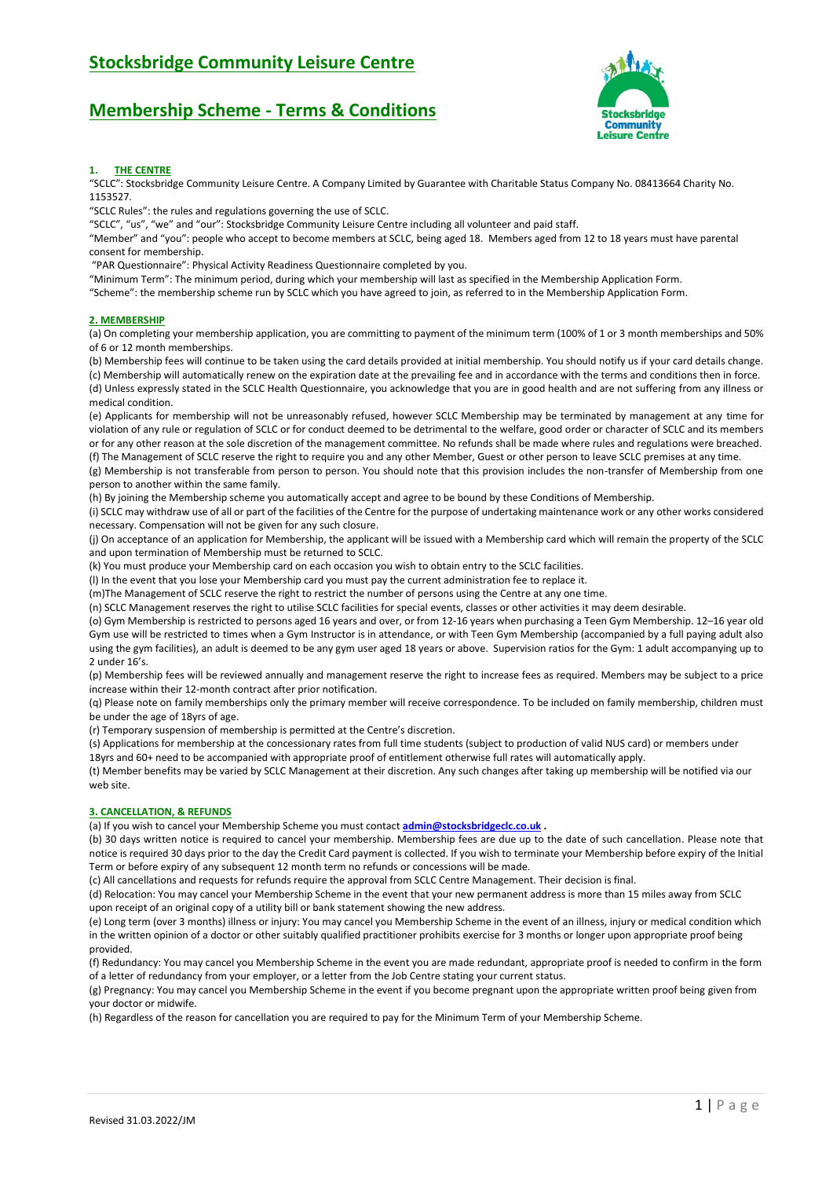# Stocksbridge Community Leisure Centre

# Membership Scheme - Terms & Conditions

## 1. THE CENTRE

"SCLC": Stocksbridge Community Leisure Centre. A Company Limited by Guarantee with Charitable Status Company No. 08413664 Charity No. 1153527.

"SCLC Rules": the rules and regulations governing the use of SCLC.

"SCLC", "us", "we" and "our": Stocksbridge Community Leisure Centre including all volunteer and paid staff.

"Member" and "you": people who accept to become members at SCLC, being aged 18. Members aged from 12 to 18 years must have parental consent for membership.

"PAR Questionnaire": Physical Activity Readiness Questionnaire completed by you.

"Minimum Term": The minimum period, during which your membership will last as specified in the Membership Application Form.

"Scheme": the membership scheme run by SCLC which you have agreed to join, as referred to in the Membership Application Form.

## 2. MEMBERSHIP

(a) On completing your membership application, you are committing to payment of the minimum term (100% of 1 or 3 month memberships and 50% of 6 or 12 month memberships.

(b) Membership fees will continue to be taken using the card details provided at initial membership. You should notify us if your card details change.

(c) Membership will automatically renew on the expiration date at the prevailing fee and in accordance with the terms and conditions then in force.

(d) Unless expressly stated in the SCLC Health Questionnaire, you acknowledge that you are in good health and are not suffering from any illness or medical condition.

(e) Applicants for membership will not be unreasonably refused, however SCLC Membership may be terminated by management at any time for violation of any rule or regulation of SCLC or for conduct deemed to be detrimental to the welfare, good order or character of SCLC and its members or for any other reason at the sole discretion of the management committee. No refunds shall be made where rules and regulations were breached.

(f) The Management of SCLC reserve the right to require you and any other Member, Guest or other person to leave SCLC premises at any time.

(g) Membership is not transferable from person to person. You should note that this provision includes the non-transfer of Membership from one person to another within the same family.

(h) By joining the Membership scheme you automatically accept and agree to be bound by these Conditions of Membership.

(i) SCLC may withdraw use of all or part of the facilities of the Centre for the purpose of undertaking maintenance work or any other works considered necessary. Compensation will not be given for any such closure.

(j) On acceptance of an application for Membership, the applicant will be issued with a Membership card which will remain the property of the SCLC and upon termination of Membership must be returned to SCLC.

(k) You must produce your Membership card on each occasion you wish to obtain entry to the SCLC facilities.

(l) In the event that you lose your Membership card you must pay the current administration fee to replace it.

(m)The Management of SCLC reserve the right to restrict the number of persons using the Centre at any one time.

(n) SCLC Management reserves the right to utilise SCLC facilities for special events, classes or other activities it may deem desirable.

(o) Gym Membership is restricted to persons aged 16 years and over, or from 12-16 years when purchasing a Teen Gym Membership. 12–16 year old Gym use will be restricted to times when a Gym Instructor is in attendance, or with Teen Gym Membership (accompanied by a full paying adult also using the gym facilities), an adult is deemed to be any gym user aged 18 years or above. Supervision ratios for the Gym: 1 adult accompanying up to 2 under 16's.

(p) Membership fees will be reviewed annually and management reserve the right to increase fees as required. Members may be subject to a price increase within their 12-month contract after prior notification.

(q) Please note on family memberships only the primary member will receive correspondence. To be included on family membership, children must be under the age of 18yrs of age.

(r) Temporary suspension of membership is permitted at the Centre's discretion.

(s) Applications for membership at the concessionary rates from full time students (subject to production of valid NUS card) or members under 18yrs and 60+ need to be accompanied with appropriate proof of entitlement otherwise full rates will automatically apply.

(t) Member benefits may be varied by SCLC Management at their discretion. Any such changes after taking up membership will be notified via our web site.

## 3. CANCELLATION, & REFUNDS

(a) If you wish to cancel your Membership Scheme you must contact **admin@stocksbridgeclc.co.uk** .

(b) 30 days written notice is required to cancel your membership. Membership fees are due up to the date of such cancellation. Please note that notice is required 30 days prior to the day the Credit Card payment is collected. If you wish to terminate your Membership before expiry of the Initial Term or before expiry of any subsequent 12 month term no refunds or concessions will be made.

(c) All cancellations and requests for refunds require the approval from SCLC Centre Management. Their decision is final.

(d) Relocation: You may cancel your Membership Scheme in the event that your new permanent address is more than 15 miles away from SCLC upon receipt of an original copy of a utility bill or bank statement showing the new address.

(e) Long term (over 3 months) illness or injury: You may cancel you Membership Scheme in the event of an illness, injury or medical condition which in the written opinion of a doctor or other suitably qualified practitioner prohibits exercise for 3 months or longer upon appropriate proof being provided.

(f) Redundancy: You may cancel you Membership Scheme in the event you are made redundant, appropriate proof is needed to confirm in the form of a letter of redundancy from your employer, or a letter from the Job Centre stating your current status.

(g) Pregnancy: You may cancel you Membership Scheme in the event if you become pregnant upon the appropriate written proof being given from your doctor or midwife.

(h) Regardless of the reason for cancellation you are required to pay for the Minimum Term of your Membership Scheme.

Revised 31.03.2022/JM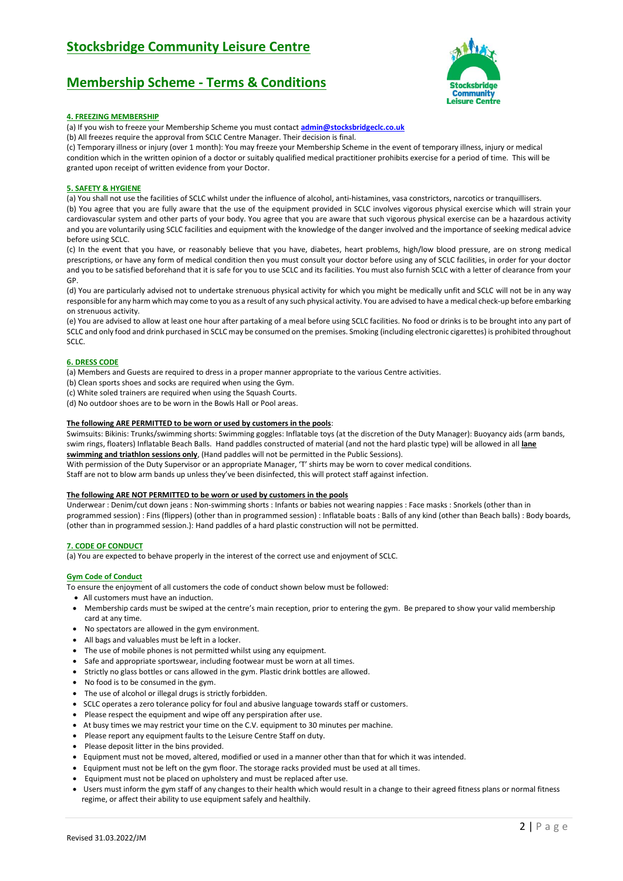# Stocksbridge Community Leisure Centre

# Membership Scheme - Terms & Conditions

### 4. FREEZING MEMBERSHIP

(a) If you wish to freeze your Membership Scheme you must contact **admin@stocksbridgeclc.co.uk**

(b) All freezes require the approval from SCLC Centre Manager. Their decision is final.

(c) Temporary illness or injury (over 1 month): You may freeze your Membership Scheme in the event of temporary illness, injury or medical condition which in the written opinion of a doctor or suitably qualified medical practitioner prohibits exercise for a period of time. This will be granted upon receipt of written evidence from your Doctor.

### 5. SAFETY & HYGIENE

(a) You shall not use the facilities of SCLC whilst under the influence of alcohol, anti-histamines, vasa constrictors, narcotics or tranquillisers.

(b) You agree that you are fully aware that the use of the equipment provided in SCLC involves vigorous physical exercise which will strain your cardiovascular system and other parts of your body. You agree that you are aware that such vigorous physical exercise can be a hazardous activity and you are voluntarily using SCLC facilities and equipment with the knowledge of the danger involved and the importance of seeking medical advice before using SCLC.

(c) In the event that you have, or reasonably believe that you have, diabetes, heart problems, high/low blood pressure, are on strong medical prescriptions, or have any form of medical condition then you must consult your doctor before using any of SCLC facilities, in order for your doctor and you to be satisfied beforehand that it is safe for you to use SCLC and its facilities. You must also furnish SCLC with a letter of clearance from your GP.

(d) You are particularly advised not to undertake strenuous physical activity for which you might be medically unfit and SCLC will not be in any way responsible for any harm which may come to you as a result of any such physical activity. You are advised to have a medical check-up before embarking on strenuous activity.

(e) You are advised to allow at least one hour after partaking of a meal before using SCLC facilities. No food or drinks is to be brought into any part of SCLC and only food and drink purchased in SCLC may be consumed on the premises. Smoking (including electronic cigarettes) is prohibited throughout SCLC.

### 6. DRESS CODE

(a) Members and Guests are required to dress in a proper manner appropriate to the various Centre activities.

(b) Clean sports shoes and socks are required when using the Gym.

(c) White soled trainers are required when using the Squash Courts.

(d) No outdoor shoes are to be worn in the Bowls Hall or Pool areas.

**The following ARE PERMITTED to be worn or used by customers in the pools**:

Swimsuits: Bikinis: Trunks/swimming shorts: Swimming goggles: Inflatable toys (at the discretion of the Duty Manager): Buoyancy aids (arm bands, swim rings, floaters) Inflatable Beach Balls. Hand paddles constructed of material (and not the hard plastic type) will be allowed in all **lane swimming and triathlon sessions only**, (Hand paddles will not be permitted in the Public Sessions).

With permission of the Duty Supervisor or an appropriate Manager, 'T' shirts may be worn to cover medical conditions.

Staff are not to blow arm bands up unless they've been disinfected, this will protect staff against infection.

**The following ARE NOT PERMITTED to be worn or used by customers in the pools**

Underwear : Denim/cut down jeans : Non-swimming shorts : Infants or babies not wearing nappies : Face masks : Snorkels (other than in programmed session) : Fins (flippers) (other than in programmed session) : Inflatable boats : Balls of any kind (other than Beach balls) : Body boards, (other than in programmed session.): Hand paddles of a hard plastic construction will not be permitted.

### 7. CODE OF CONDUCT

(a) You are expected to behave properly in the interest of the correct use and enjoyment of SCLC.

### Gym Code of Conduct

To ensure the enjoyment of all customers the code of conduct shown below must be followed:

- All customers must have an induction.
- Membership cards must be swiped at the centre's main reception, prior to entering the gym. Be prepared to show your valid membership card at any time.
- No spectators are allowed in the gym environment.
- All bags and valuables must be left in a locker.
- The use of mobile phones is not permitted whilst using any equipment.
- Safe and appropriate sportswear, including footwear must be worn at all times.
- Strictly no glass bottles or cans allowed in the gym. Plastic drink bottles are allowed.
- No food is to be consumed in the gym.
- The use of alcohol or illegal drugs is strictly forbidden.
- SCLC operates a zero tolerance policy for foul and abusive language towards staff or customers.
- Please respect the equipment and wipe off any perspiration after use.
- At busy times we may restrict your time on the C.V. equipment to 30 minutes per machine.
- Please report any equipment faults to the Leisure Centre Staff on duty.
- Please deposit litter in the bins provided.
- Equipment must not be moved, altered, modified or used in a manner other than that for which it was intended.
- Equipment must not be left on the gym floor. The storage racks provided must be used at all times.
- Equipment must not be placed on upholstery and must be replaced after use.
- Users must inform the gym staff of any changes to their health which would result in a change to their agreed fitness plans or normal fitness regime, or affect their ability to use equipment safely and healthily.

Revised 31.03.2022/JM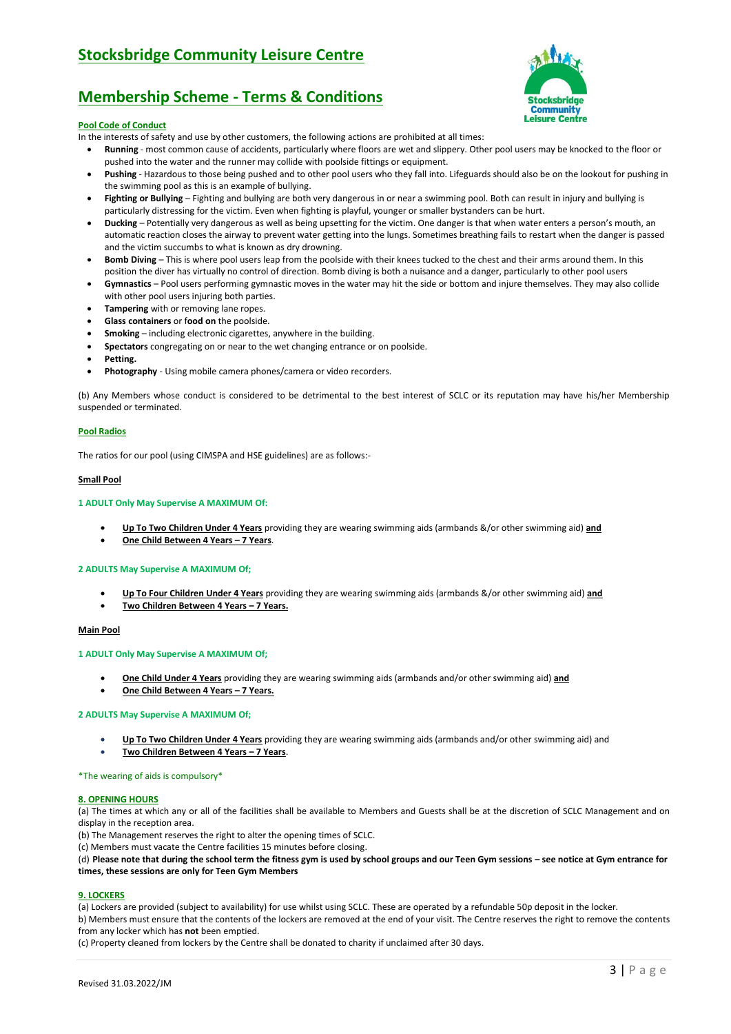# Stockbridge Community Leisure Centre

## Membership Scheme - Terms & Conditions

**Pool Code of Conduct**

In the interests of safety and use by other customers, the following actions are prohibited at all times:

- **Running** - most common cause of accidents, particularly where floors are wet and slippery. Other pool users may be knocked to the floor or pushed into the water and the runner may collide with poolside fittings or equipment.
- **Pushing** - Hazardous to those being pushed and to other pool users who they fall into. Lifeguards should also be on the lookout for pushing in the swimming pool as this is an example of bullying.
- **Fighting or Bullying** – Fighting and bullying are both very dangerous in or near a swimming pool. Both can result in injury and bullying is particularly distressing for the victim. Even when fighting is playful, younger or smaller bystanders can be hurt.
- **Ducking** – Potentially very dangerous as well as being upsetting for the victim. One danger is that when water enters a person's mouth, an automatic reaction closes the airway to prevent water getting into the lungs. Sometimes breathing fails to restart when the danger is passed and the victim succumbs to what is known as dry drowning.
- **Bomb Diving** – This is where pool users leap from the poolside with their knees tucked to the chest and their arms around them. In this position the diver has virtually no control of direction. Bomb diving is both a nuisance and a danger, particularly to other pool users
- **Gymnastics** – Pool users performing gymnastic moves in the water may hit the side or bottom and injure themselves. They may also collide with other pool users injuring both parties.
- **Tampering** with or removing lane ropes.
- **Glass containers** or f**ood on** the poolside.
- **Smoking** – including electronic cigarettes, anywhere in the building.
- **Spectators** congregating on or near to the wet changing entrance or on poolside.
- **Petting.**
- **Photography** - Using mobile camera phones/camera or video recorders.

(b) Any Members whose conduct is considered to be detrimental to the best interest of SCLC or its reputation may have his/her Membership suspended or terminated.

**Pool Radios**

The ratios for our pool (using CIMSPA and HSE guidelines) are as follows:-

**Small Pool**

**1 ADULT Only May Supervise A MAXIMUM Of:**

- **Up To Two Children Under 4 Years** providing they are wearing swimming aids (armbands &/or other swimming aid) **and**
- **One Child Between 4 Years – 7 Years**.

**2 ADULTS May Supervise A MAXIMUM Of;**

- **Up To Four Children Under 4 Years** providing they are wearing swimming aids (armbands &/or other swimming aid) **and**
- **Two Children Between 4 Years – 7 Years.**

**Main Pool**

**1 ADULT Only May Supervise A MAXIMUM Of;**

- **One Child Under 4 Years** providing they are wearing swimming aids (armbands and/or other swimming aid) **and**
- **One Child Between 4 Years – 7 Years.**

**2 ADULTS May Supervise A MAXIMUM Of;**

- **Up To Two Children Under 4 Years** providing they are wearing swimming aids (armbands and/or other swimming aid) and
- **Two Children Between 4 Years – 7 Years**.

*The wearing of aids is compulsory*

**8. OPENING HOURS**

(a) The times at which any or all of the facilities shall be available to Members and Guests shall be at the discretion of SCLC Management and on display in the reception area.

(b) The Management reserves the right to alter the opening times of SCLC.

(c) Members must vacate the Centre facilities 15 minutes before closing.

(d) **Please note that during the school term the fitness gym is used by school groups and our Teen Gym sessions – see notice at Gym entrance for times, these sessions are only for Teen Gym Members**

**9. LOCKERS**

(a) Lockers are provided (subject to availability) for use whilst using SCLC. These are operated by a refundable 50p deposit in the locker.

b) Members must ensure that the contents of the lockers are removed at the end of your visit. The Centre reserves the right to remove the contents from any locker which has **not** been emptied.

(c) Property cleaned from lockers by the Centre shall be donated to charity if unclaimed after 30 days.

Revised 31.03.2022/JM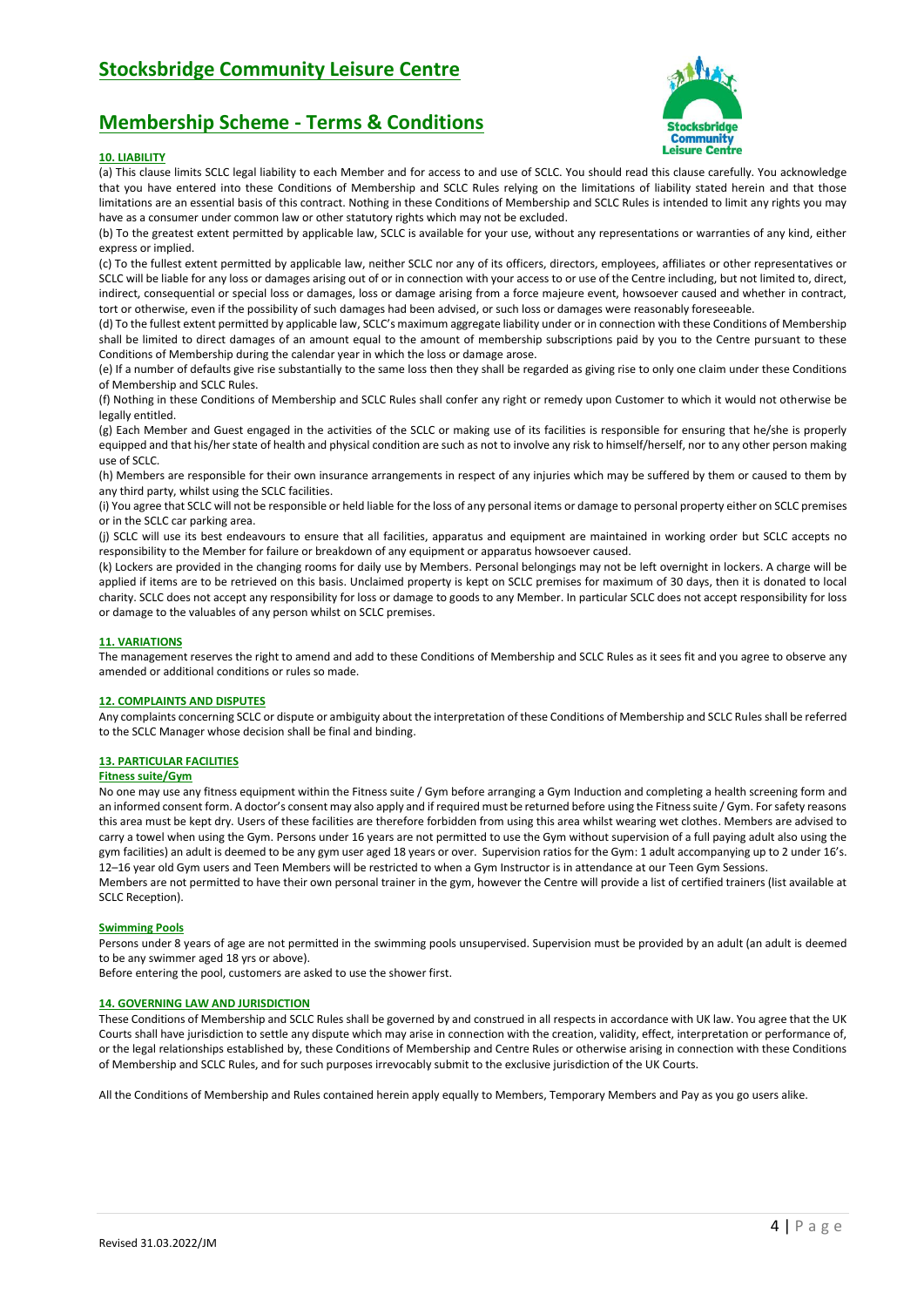# Stocksbridge Community Leisure Centre

## Membership Scheme - Terms & Conditions

### 10. LIABILITY

(a) This clause limits SCLC legal liability to each Member and for access to and use of SCLC. You should read this clause carefully. You acknowledge that you have entered into these Conditions of Membership and SCLC Rules relying on the limitations of liability stated herein and that those limitations are an essential basis of this contract. Nothing in these Conditions of Membership and SCLC Rules is intended to limit any rights you may have as a consumer under common law or other statutory rights which may not be excluded.

(b) To the greatest extent permitted by applicable law, SCLC is available for your use, without any representations or warranties of any kind, either express or implied.

(c) To the fullest extent permitted by applicable law, neither SCLC nor any of its officers, directors, employees, affiliates or other representatives or SCLC will be liable for any loss or damages arising out of or in connection with your access to or use of the Centre including, but not limited to, direct, indirect, consequential or special loss or damages, loss or damage arising from a force majeure event, howsoever caused and whether in contract, tort or otherwise, even if the possibility of such damages had been advised, or such loss or damages were reasonably foreseeable.

(d) To the fullest extent permitted by applicable law, SCLC's maximum aggregate liability under or in connection with these Conditions of Membership shall be limited to direct damages of an amount equal to the amount of membership subscriptions paid by you to the Centre pursuant to these Conditions of Membership during the calendar year in which the loss or damage arose.

(e) If a number of defaults give rise substantially to the same loss then they shall be regarded as giving rise to only one claim under these Conditions of Membership and SCLC Rules.

(f) Nothing in these Conditions of Membership and SCLC Rules shall confer any right or remedy upon Customer to which it would not otherwise be legally entitled.

(g) Each Member and Guest engaged in the activities of the SCLC or making use of its facilities is responsible for ensuring that he/she is properly equipped and that his/her state of health and physical condition are such as not to involve any risk to himself/herself, nor to any other person making use of SCLC.

(h) Members are responsible for their own insurance arrangements in respect of any injuries which may be suffered by them or caused to them by any third party, whilst using the SCLC facilities.

(i) You agree that SCLC will not be responsible or held liable for the loss of any personal items or damage to personal property either on SCLC premises or in the SCLC car parking area.

(j) SCLC will use its best endeavours to ensure that all facilities, apparatus and equipment are maintained in working order but SCLC accepts no responsibility to the Member for failure or breakdown of any equipment or apparatus howsoever caused.

(k) Lockers are provided in the changing rooms for daily use by Members. Personal belongings may not be left overnight in lockers. A charge will be applied if items are to be retrieved on this basis. Unclaimed property is kept on SCLC premises for maximum of 30 days, then it is donated to local charity. SCLC does not accept any responsibility for loss or damage to goods to any Member. In particular SCLC does not accept responsibility for loss or damage to the valuables of any person whilst on SCLC premises.

### 11. VARIATIONS

The management reserves the right to amend and add to these Conditions of Membership and SCLC Rules as it sees fit and you agree to observe any amended or additional conditions or rules so made.

### 12. COMPLAINTS AND DISPUTES

Any complaints concerning SCLC or dispute or ambiguity about the interpretation of these Conditions of Membership and SCLC Rules shall be referred to the SCLC Manager whose decision shall be final and binding.

### 13. PARTICULAR FACILITIES

#### Fitness suite/Gym

No one may use any fitness equipment within the Fitness suite / Gym before arranging a Gym Induction and completing a health screening form and an informed consent form. A doctor's consent may also apply and if required must be returned before using the Fitness suite / Gym. For safety reasons this area must be kept dry. Users of these facilities are therefore forbidden from using this area whilst wearing wet clothes. Members are advised to carry a towel when using the Gym. Persons under 16 years are not permitted to use the Gym without supervision of a full paying adult also using the gym facilities) an adult is deemed to be any gym user aged 18 years or over. Supervision ratios for the Gym: 1 adult accompanying up to 2 under 16's. 12–16 year old Gym users and Teen Members will be restricted to when a Gym Instructor is in attendance at our Teen Gym Sessions.

Members are not permitted to have their own personal trainer in the gym, however the Centre will provide a list of certified trainers (list available at SCLC Reception).

#### Swimming Pools

Persons under 8 years of age are not permitted in the swimming pools unsupervised. Supervision must be provided by an adult (an adult is deemed to be any swimmer aged 18 yrs or above).

Before entering the pool, customers are asked to use the shower first.

### 14. GOVERNING LAW AND JURISDICTION

These Conditions of Membership and SCLC Rules shall be governed by and construed in all respects in accordance with UK law. You agree that the UK Courts shall have jurisdiction to settle any dispute which may arise in connection with the creation, validity, effect, interpretation or performance of, or the legal relationships established by, these Conditions of Membership and Centre Rules or otherwise arising in connection with these Conditions of Membership and SCLC Rules, and for such purposes irrevocably submit to the exclusive jurisdiction of the UK Courts.

All the Conditions of Membership and Rules contained herein apply equally to Members, Temporary Members and Pay as you go users alike.

Revised 31.03.2022/JM